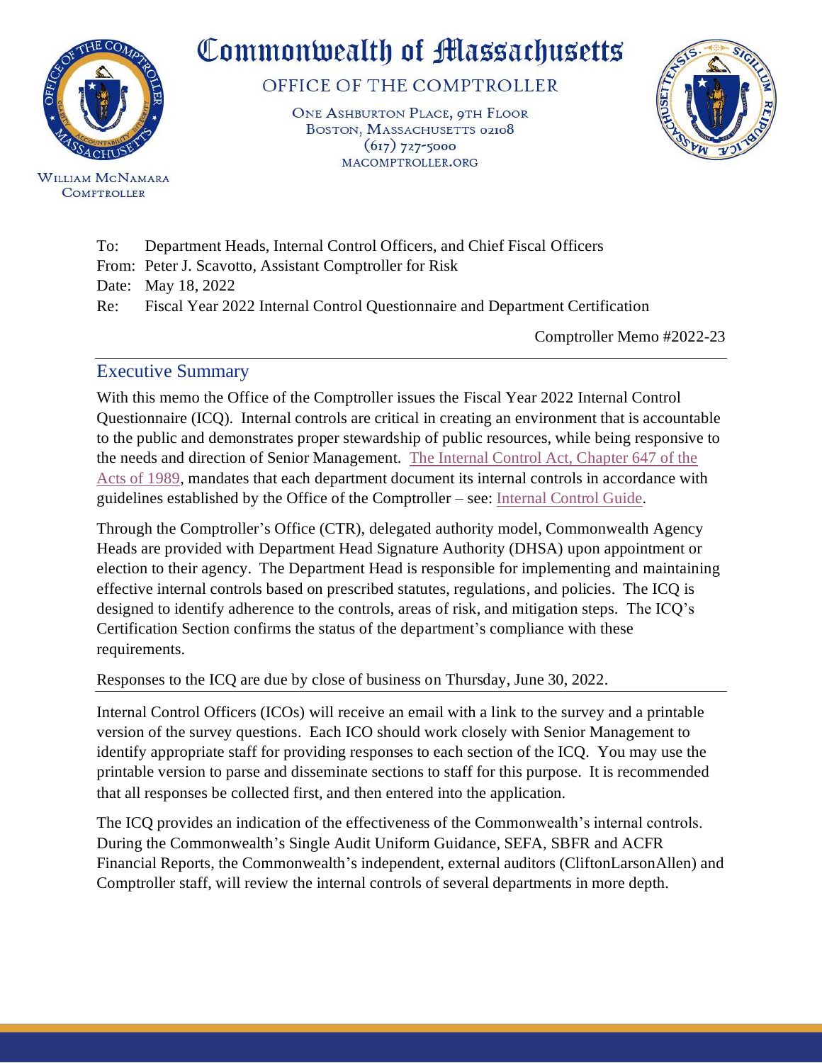# Commonwealth of Massachusetts

OFFICE OF THE COMPTROLLER

ONE ASHBURTON PLACE, 9TH FLOOR
BOSTON, MASSACHUSETTS 02108
(617) 727-5000
MACOMPTROLLER.ORG

WILLIAM MCNAMARA
COMPTROLLER

To: Department Heads, Internal Control Officers, and Chief Fiscal Officers
From: Peter J. Scavotto, Assistant Comptroller for Risk
Date: May 18, 2022
Re: Fiscal Year 2022 Internal Control Questionnaire and Department Certification

Comptroller Memo #2022-23

## Executive Summary

With this memo the Office of the Comptroller issues the Fiscal Year 2022 Internal Control Questionnaire (ICQ). Internal controls are critical in creating an environment that is accountable to the public and demonstrates proper stewardship of public resources, while being responsive to the needs and direction of Senior Management. The Internal Control Act, Chapter 647 of the Acts of 1989, mandates that each department document its internal controls in accordance with guidelines established by the Office of the Comptroller – see: Internal Control Guide.

Through the Comptroller's Office (CTR), delegated authority model, Commonwealth Agency Heads are provided with Department Head Signature Authority (DHSA) upon appointment or election to their agency. The Department Head is responsible for implementing and maintaining effective internal controls based on prescribed statutes, regulations, and policies. The ICQ is designed to identify adherence to the controls, areas of risk, and mitigation steps. The ICQ's Certification Section confirms the status of the department's compliance with these requirements.

Responses to the ICQ are due by close of business on Thursday, June 30, 2022.

Internal Control Officers (ICOs) will receive an email with a link to the survey and a printable version of the survey questions. Each ICO should work closely with Senior Management to identify appropriate staff for providing responses to each section of the ICQ. You may use the printable version to parse and disseminate sections to staff for this purpose. It is recommended that all responses be collected first, and then entered into the application.

The ICQ provides an indication of the effectiveness of the Commonwealth's internal controls. During the Commonwealth's Single Audit Uniform Guidance, SEFA, SBFR and ACFR Financial Reports, the Commonwealth's independent, external auditors (CliftonLarsonAllen) and Comptroller staff, will review the internal controls of several departments in more depth.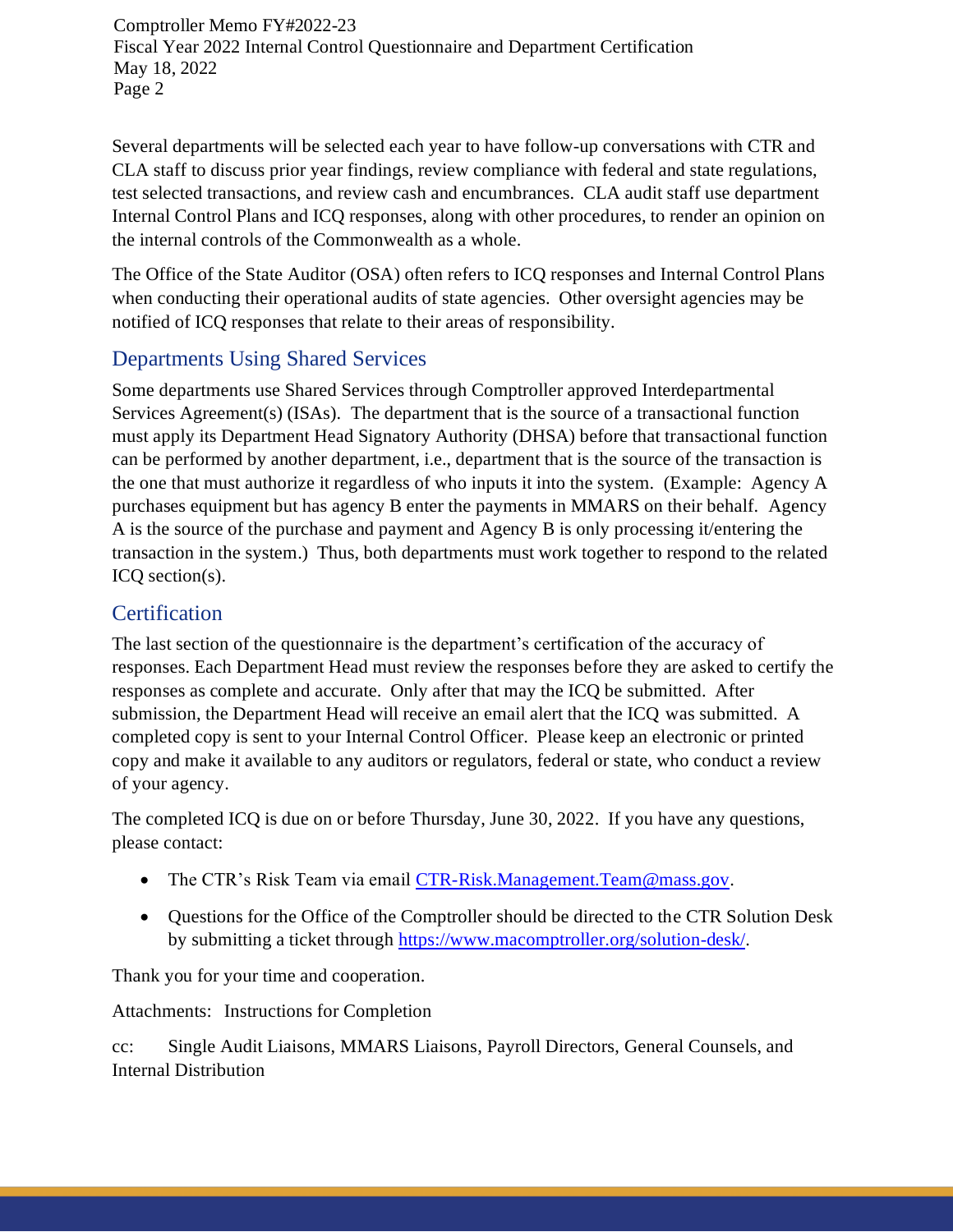Several departments will be selected each year to have follow-up conversations with CTR and CLA staff to discuss prior year findings, review compliance with federal and state regulations, test selected transactions, and review cash and encumbrances. CLA audit staff use department Internal Control Plans and ICQ responses, along with other procedures, to render an opinion on the internal controls of the Commonwealth as a whole.

The Office of the State Auditor (OSA) often refers to ICQ responses and Internal Control Plans when conducting their operational audits of state agencies. Other oversight agencies may be notified of ICQ responses that relate to their areas of responsibility.

## Departments Using Shared Services

Some departments use Shared Services through Comptroller approved Interdepartmental Services Agreement(s) (ISAs). The department that is the source of a transactional function must apply its Department Head Signatory Authority (DHSA) before that transactional function can be performed by another department, i.e., department that is the source of the transaction is the one that must authorize it regardless of who inputs it into the system. (Example: Agency A purchases equipment but has agency B enter the payments in MMARS on their behalf. Agency A is the source of the purchase and payment and Agency B is only processing it/entering the transaction in the system.) Thus, both departments must work together to respond to the related ICQ section(s).

## Certification

The last section of the questionnaire is the department's certification of the accuracy of responses. Each Department Head must review the responses before they are asked to certify the responses as complete and accurate. Only after that may the ICQ be submitted. After submission, the Department Head will receive an email alert that the ICQ was submitted. A completed copy is sent to your Internal Control Officer. Please keep an electronic or printed copy and make it available to any auditors or regulators, federal or state, who conduct a review of your agency.

The completed ICQ is due on or before Thursday, June 30, 2022. If you have any questions, please contact:

- The CTR's Risk Team via email CTR-Risk.Management.Team@mass.gov.
- Questions for the Office of the Comptroller should be directed to the CTR Solution Desk by submitting a ticket through https://www.macomptroller.org/solution-desk/.

Thank you for your time and cooperation.

Attachments: Instructions for Completion

cc: Single Audit Liaisons, MMARS Liaisons, Payroll Directors, General Counsels, and Internal Distribution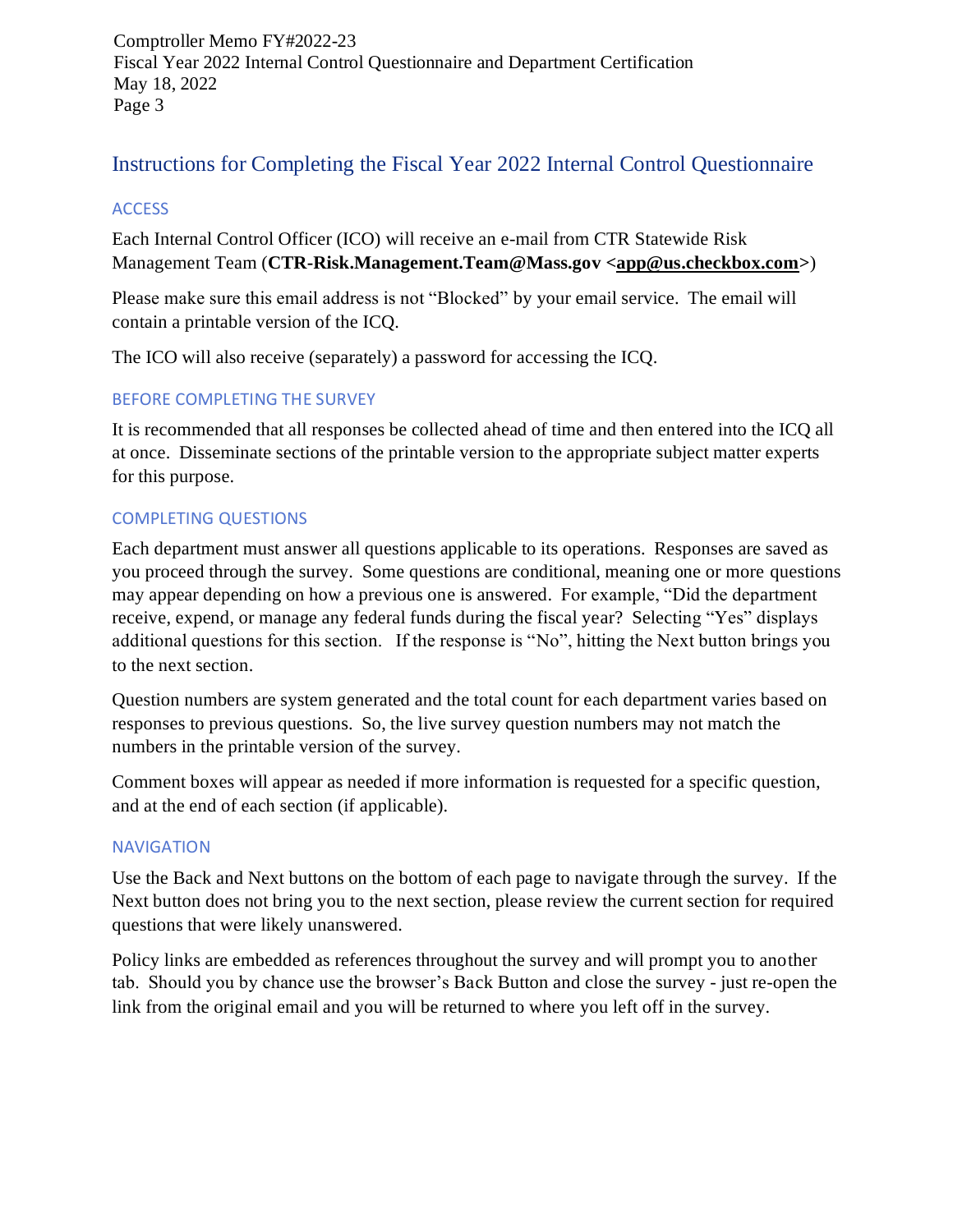## Instructions for Completing the Fiscal Year 2022 Internal Control Questionnaire

### ACCESS

Each Internal Control Officer (ICO) will receive an e-mail from CTR Statewide Risk Management Team (**CTR-Risk.Management.Team@Mass.gov <app@us.checkbox.com>**)

Please make sure this email address is not "Blocked" by your email service. The email will contain a printable version of the ICQ.

The ICO will also receive (separately) a password for accessing the ICQ.

### BEFORE COMPLETING THE SURVEY

It is recommended that all responses be collected ahead of time and then entered into the ICQ all at once. Disseminate sections of the printable version to the appropriate subject matter experts for this purpose.

### COMPLETING QUESTIONS

Each department must answer all questions applicable to its operations. Responses are saved as you proceed through the survey. Some questions are conditional, meaning one or more questions may appear depending on how a previous one is answered. For example, "Did the department receive, expend, or manage any federal funds during the fiscal year? Selecting "Yes" displays additional questions for this section. If the response is "No", hitting the Next button brings you to the next section.

Question numbers are system generated and the total count for each department varies based on responses to previous questions. So, the live survey question numbers may not match the numbers in the printable version of the survey.

Comment boxes will appear as needed if more information is requested for a specific question, and at the end of each section (if applicable).

### NAVIGATION

Use the Back and Next buttons on the bottom of each page to navigate through the survey. If the Next button does not bring you to the next section, please review the current section for required questions that were likely unanswered.

Policy links are embedded as references throughout the survey and will prompt you to another tab. Should you by chance use the browser's Back Button and close the survey - just re-open the link from the original email and you will be returned to where you left off in the survey.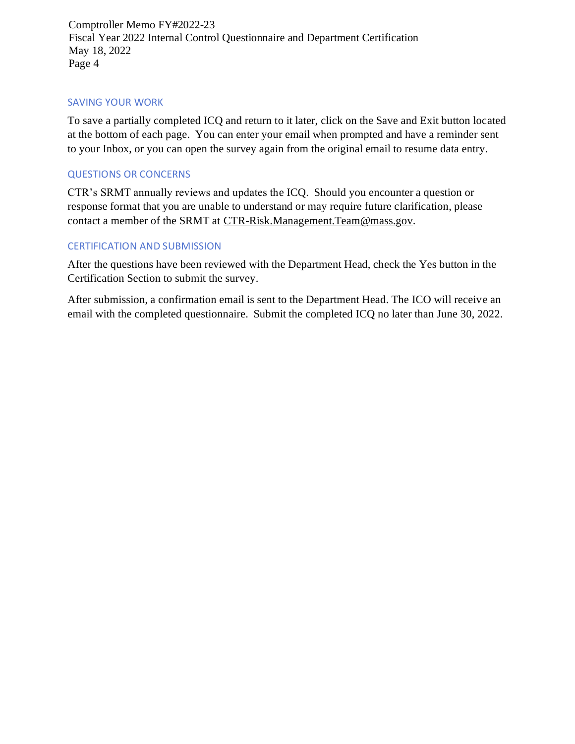### SAVING YOUR WORK

To save a partially completed ICQ and return to it later, click on the Save and Exit button located at the bottom of each page. You can enter your email when prompted and have a reminder sent to your Inbox, or you can open the survey again from the original email to resume data entry.

### QUESTIONS OR CONCERNS

CTR's SRMT annually reviews and updates the ICQ. Should you encounter a question or response format that you are unable to understand or may require future clarification, please contact a member of the SRMT at CTR-Risk.Management.Team@mass.gov.

### CERTIFICATION AND SUBMISSION

After the questions have been reviewed with the Department Head, check the Yes button in the Certification Section to submit the survey.

After submission, a confirmation email is sent to the Department Head. The ICO will receive an email with the completed questionnaire. Submit the completed ICQ no later than June 30, 2022.